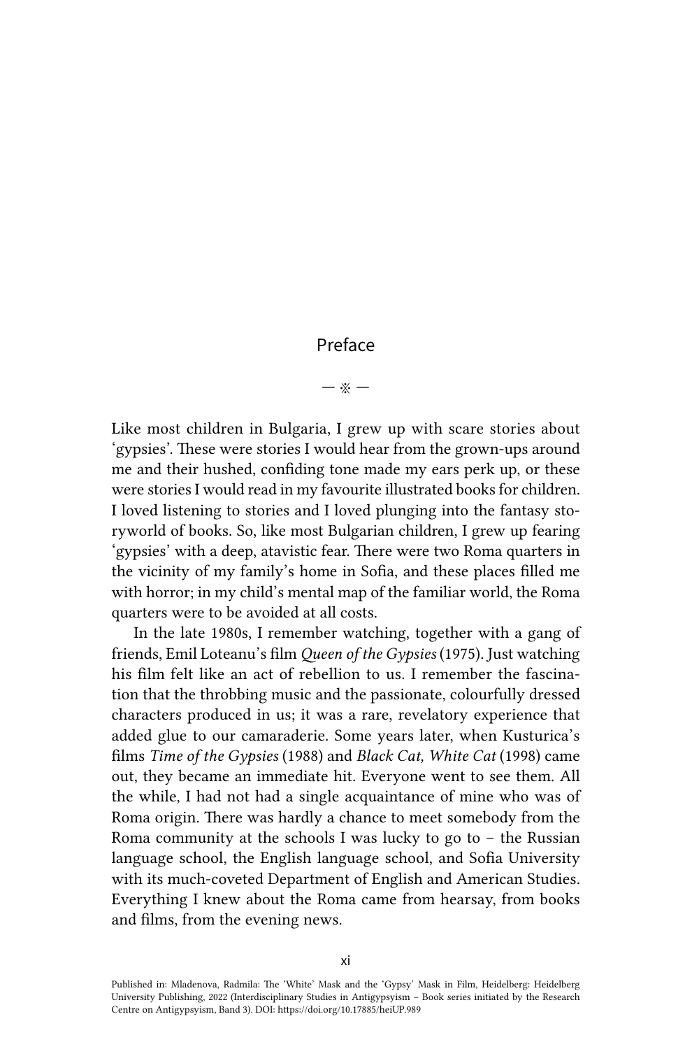# Preface

— ※ —

Like most children in Bulgaria, I grew up with scare stories about 'gypsies'. These were stories I would hear from the grown-ups around me and their hushed, confiding tone made my ears perk up, or these were stories I would read in my favourite illustrated books for children. I loved listening to stories and I loved plunging into the fantasy storyworld of books. So, like most Bulgarian children, I grew up fearing 'gypsies' with a deep, atavistic fear. There were two Roma quarters in the vicinity of my family's home in Sofia, and these places filled me with horror; in my child's mental map of the familiar world, the Roma quarters were to be avoided at all costs.

In the late 1980s, I remember watching, together with a gang of friends, Emil Loteanu's film *Queen of the Gypsies* (1975). Just watching his film felt like an act of rebellion to us. I remember the fascination that the throbbing music and the passionate, colourfully dressed characters produced in us; it was a rare, revelatory experience that added glue to our camaraderie. Some years later, when Kusturica's films *Time of the Gypsies* (1988) and *Black Cat, White Cat* (1998) came out, they became an immediate hit. Everyone went to see them. All the while, I had not had a single acquaintance of mine who was of Roma origin. There was hardly a chance to meet somebody from the Roma community at the schools I was lucky to go to – the Russian language school, the English language school, and Sofia University with its much-coveted Department of English and American Studies. Everything I knew about the Roma came from hearsay, from books and films, from the evening news.

Published in: Mladenova, Radmila: The 'White' Mask and the 'Gypsy' Mask in Film, Heidelberg: Heidelberg University Publishing, 2022 (Interdisciplinary Studies in Antigypsyism – Book series initiated by the Research Centre on Antigypsyism, Band 3). DOI: https://doi.org/10.17885/heiUP.989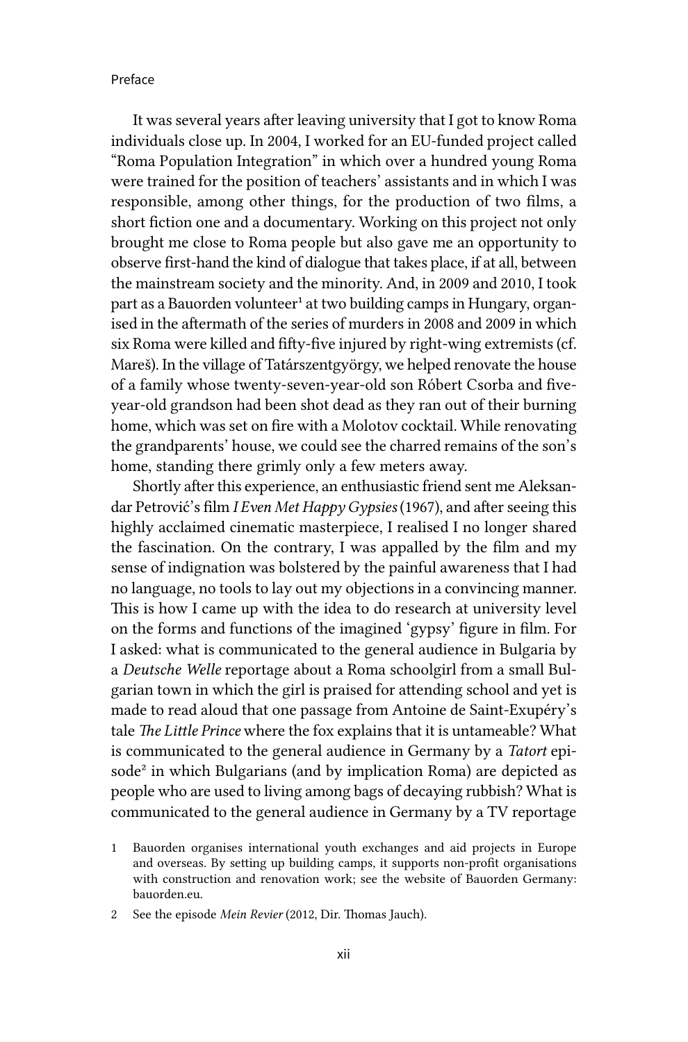It was several years after leaving university that I got to know Roma individuals close up. In 2004, I worked for an EU-funded project called "Roma Population Integration" in which over a hundred young Roma were trained for the position of teachers' assistants and in which I was responsible, among other things, for the production of two films, a short fiction one and a documentary. Working on this project not only brought me close to Roma people but also gave me an opportunity to observe first-hand the kind of dialogue that takes place, if at all, between the mainstream society and the minority. And, in 2009 and 2010, I took part as a Bauorden volunteer[1] at two building camps in Hungary, organised in the aftermath of the series of murders in 2008 and 2009 in which six Roma were killed and fifty-five injured by right-wing extremists (cf. Mareš). In the village of Tatárszentgyörgy, we helped renovate the house of a family whose twenty-seven-year-old son Róbert Csorba and five-year-old grandson had been shot dead as they ran out of their burning home, which was set on fire with a Molotov cocktail. While renovating the grandparents' house, we could see the charred remains of the son's home, standing there grimly only a few meters away.

Shortly after this experience, an enthusiastic friend sent me Aleksandar Petrović's film *I Even Met Happy Gypsies* (1967), and after seeing this highly acclaimed cinematic masterpiece, I realised I no longer shared the fascination. On the contrary, I was appalled by the film and my sense of indignation was bolstered by the painful awareness that I had no language, no tools to lay out my objections in a convincing manner. This is how I came up with the idea to do research at university level on the forms and functions of the imagined 'gypsy' figure in film. For I asked: what is communicated to the general audience in Bulgaria by a *Deutsche Welle* reportage about a Roma schoolgirl from a small Bulgarian town in which the girl is praised for attending school and yet is made to read aloud that one passage from Antoine de Saint-Exupéry's tale *The Little Prince* where the fox explains that it is untameable? What is communicated to the general audience in Germany by a *Tatort* episode[2] in which Bulgarians (and by implication Roma) are depicted as people who are used to living among bags of decaying rubbish? What is communicated to the general audience in Germany by a TV reportage

1 Bauorden organises international youth exchanges and aid projects in Europe and overseas. By setting up building camps, it supports non-profit organisations with construction and renovation work; see the website of Bauorden Germany: bauorden.eu.

2 See the episode *Mein Revier* (2012, Dir. Thomas Jauch).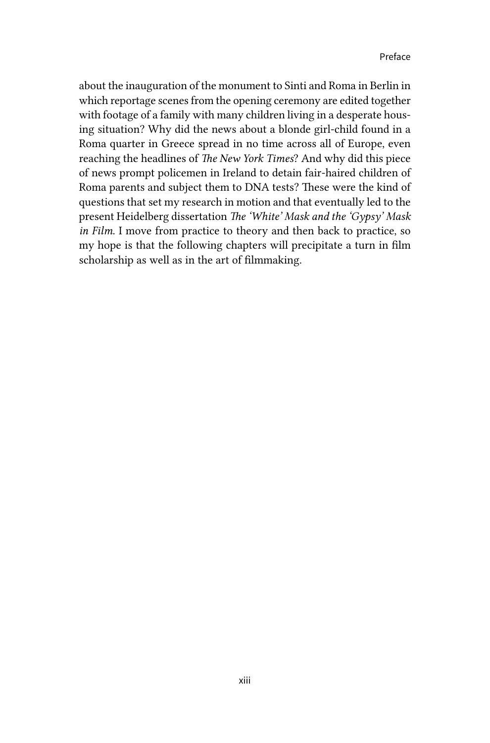about the inauguration of the monument to Sinti and Roma in Berlin in which reportage scenes from the opening ceremony are edited together with footage of a family with many children living in a desperate housing situation? Why did the news about a blonde girl-child found in a Roma quarter in Greece spread in no time across all of Europe, even reaching the headlines of *The New York Times*? And why did this piece of news prompt policemen in Ireland to detain fair-haired children of Roma parents and subject them to DNA tests? These were the kind of questions that set my research in motion and that eventually led to the present Heidelberg dissertation *The 'White' Mask and the 'Gypsy' Mask in Film*. I move from practice to theory and then back to practice, so my hope is that the following chapters will precipitate a turn in film scholarship as well as in the art of filmmaking.